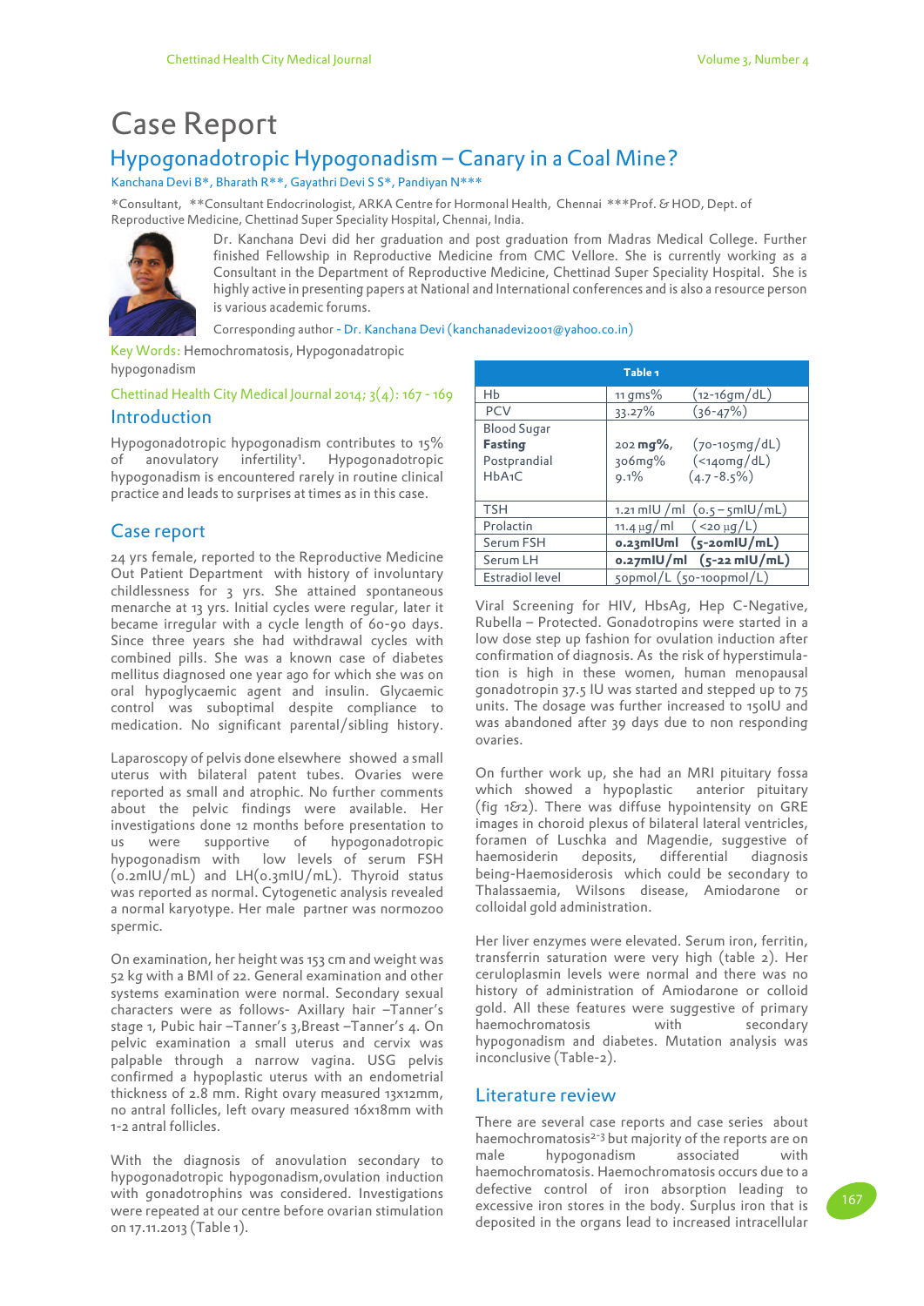# Case Report

## Hypogonadotropic Hypogonadism – Canary in a Coal Mine?

Kanchana Devi B*, Bharath R**, Gayathri Devi S S*, Pandiyan N***

*Consultant, **Consultant Endocrinologist, ARKA Centre for Hormonal Health, Chennai ***Prof. & HOD, Dept. of Reproductive Medicine, Chettinad Super Speciality Hospital, Chennai, India.

Dr. Kanchana Devi did her graduation and post graduation from Madras Medical College. Further finished Fellowship in Reproductive Medicine from CMC Vellore. She is currently working as a Consultant in the Department of Reproductive Medicine, Chettinad Super Speciality Hospital. She is highly active in presenting papers at National and International conferences and is also a resource person is various academic forums.

Corresponding author - Dr. Kanchana Devi (kanchanadevi2001@yahoo.co.in)

Key Words: Hemochromatosis, Hypogonadatropic hypogonadism

Chettinad Health City Medical Journal 2014; 3(4): 167 - 169

## Introduction

Hypogonadotropic hypogonadism contributes to 15% of anovulatory infertility[1]. Hypogonadotropic hypogonadism is encountered rarely in routine clinical practice and leads to surprises at times as in this case.

## Case report

24 yrs female, reported to the Reproductive Medicine Out Patient Department with history of involuntary childlessness for 3 yrs. She attained spontaneous menarche at 13 yrs. Initial cycles were regular, later it became irregular with a cycle length of 60-90 days. Since three years she had withdrawal cycles with combined pills. She was a known case of diabetes mellitus diagnosed one year ago for which she was on oral hypoglycaemic agent and insulin. Glycaemic control was suboptimal despite compliance to medication. No significant parental/sibling history.

Laparoscopy of pelvis done elsewhere showed a small uterus with bilateral patent tubes. Ovaries were reported as small and atrophic. No further comments about the pelvic findings were available. Her investigations done 12 months before presentation to us were supportive of hypogonadotropic hypogonadism with low levels of serum FSH (0.2mIU/mL) and LH(0.3mIU/mL). Thyroid status was reported as normal. Cytogenetic analysis revealed a normal karyotype. Her male partner was normozoo spermic.

On examination, her height was 153 cm and weight was 52 kg with a BMI of 22. General examination and other systems examination were normal. Secondary sexual characters were as follows- Axillary hair –Tanner's stage 1, Pubic hair –Tanner's 3,Breast –Tanner's 4. On pelvic examination a small uterus and cervix was palpable through a narrow vagina. USG pelvis confirmed a hypoplastic uterus with an endometrial thickness of 2.8 mm. Right ovary measured 13x12mm, no antral follicles, left ovary measured 16x18mm with 1-2 antral follicles.

With the diagnosis of anovulation secondary to hypogonadotropic hypogonadism,ovulation induction with gonadotrophins was considered. Investigations were repeated at our centre before ovarian stimulation on 17.11.2013 (Table 1).

**Table 1**

| | | |
|---|---|---|
| Hb | 11 gms% | (12-16gm/dL) |
| PCV | 33.27% | (36-47%) |
| Blood Sugar<br>**Fasting**<br>Postprandial<br>HbA1C | <br>202 **mg%,**<br>306mg%<br>9.1% | <br>(70-105mg/dL)<br>(<140mg/dL)<br>(4.7 -8.5%) |
| TSH | 1.21 mIU /ml | (0.5 – 5mIU/mL) |
| Prolactin | 11.4 µg/ml | ( <20 µg/L) |
| Serum FSH | **0.23mIUml** | **(5-20mIU/mL)** |
| Serum LH | **0.27mIU/ml** | **(5-22 mIU/mL)** |
| Estradiol level | 50pmol/L | (50-100pmol/L) |

Viral Screening for HIV, HbsAg, Hep C-Negative, Rubella – Protected. Gonadotropins were started in a low dose step up fashion for ovulation induction after confirmation of diagnosis. As the risk of hyperstimulation is high in these women, human menopausal gonadotropin 37.5 IU was started and stepped up to 75 units. The dosage was further increased to 150IU and was abandoned after 39 days due to non responding ovaries.

On further work up, she had an MRI pituitary fossa which showed a hypoplastic anterior pituitary (fig 1&2). There was diffuse hypointensity on GRE images in choroid plexus of bilateral lateral ventricles, foramen of Luschka and Magendie, suggestive of haemosiderin deposits, differential diagnosis being-Haemosiderosis which could be secondary to Thalassaemia, Wilsons disease, Amiodarone or colloidal gold administration.

Her liver enzymes were elevated. Serum iron, ferritin, transferrin saturation were very high (table 2). Her ceruloplasmin levels were normal and there was no history of administration of Amiodarone or colloid gold. All these features were suggestive of primary haemochromatosis with secondary hypogonadism and diabetes. Mutation analysis was inconclusive (Table-2).

## Literature review

There are several case reports and case series about haemochromatosis[2-3] but majority of the reports are on male hypogonadism associated with haemochromatosis. Haemochromatosis occurs due to a defective control of iron absorption leading to excessive iron stores in the body. Surplus iron that is deposited in the organs lead to increased intracellular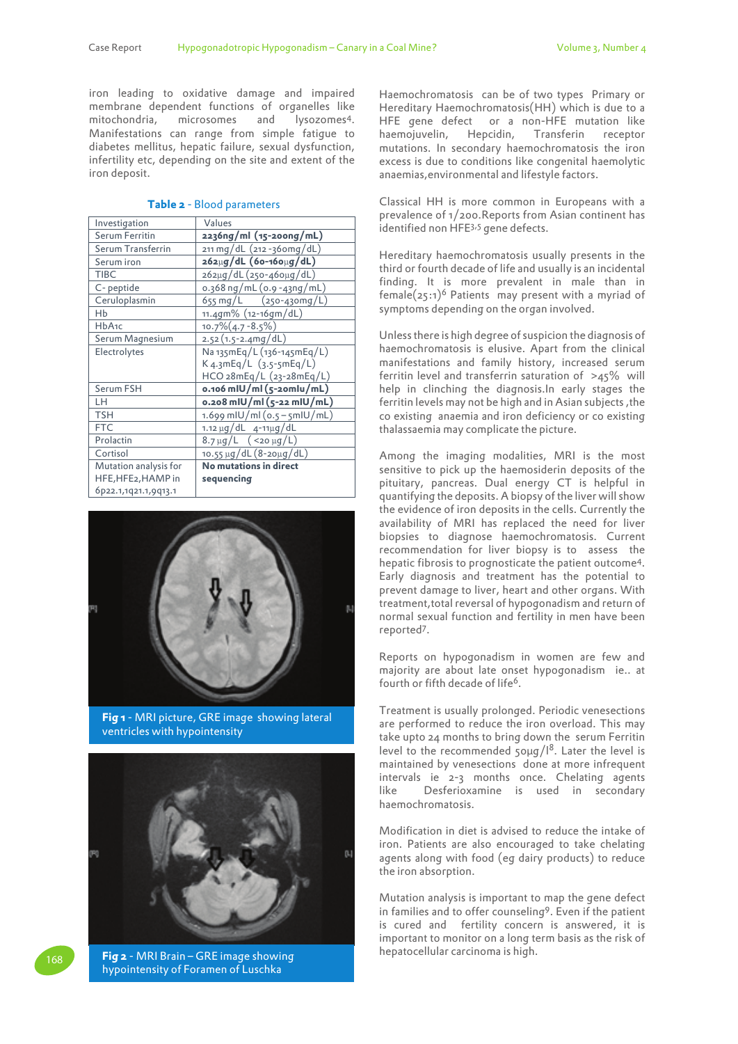iron leading to oxidative damage and impaired membrane dependent functions of organelles like mitochondria, microsomes and lysozomes[4]. Manifestations can range from simple fatigue to diabetes mellitus, hepatic failure, sexual dysfunction, infertility etc, depending on the site and extent of the iron deposit.

**Table 2** - Blood parameters

| Investigation | Values |
|---|---|
| Serum Ferritin | **2236ng/ml (15-200ng/mL)** |
| Serum Transferrin | 211 mg/dL (212 -360mg/dL) |
| Serum iron | **262µg/dL (60-160µg/dL)** |
| TIBC | 262µg/dL (250-460µg/dL) |
| C- peptide | 0.368 ng/mL (0.9 -43ng/mL) |
| Ceruloplasmin | 655 mg/L (250-430mg/L) |
| Hb | 11.49m% (12-16gm/dL) |
| HbA1c | 10.7%(4.7 -8.5%) |
| Serum Magnesium | 2.52 (1.5-2.4mg/dL) |
| Electrolytes | Na 135mEq/L (136-145mEq/L) K 4.3mEq/L (3.5-5mEq/L) HCO 28mEq/L (23-28mEq/L) |
| Serum FSH | **0.106 mIU/ml (5-20mlu/mL)** |
| LH | **0.208 mIU/ml (5-22 mIU/mL)** |
| TSH | 1.699 mIU/ml (0.5 – 5mIU/mL) |
| FTC | 1.12 µg/dL 4-11µg/dL |
| Prolactin | 8.7 µg/L (<20 µg/L) |
| Cortisol | 10.55 µg/dL (8-20µg/dL) |
| Mutation analysis for HFE,HFE2,HAMP in 6p22.1,1q21.1,9q13.1 | **No mutations in direct sequencing** |

**Fig 1** - MRI picture, GRE image showing lateral ventricles with hypointensity

**Fig 2** - MRI Brain – GRE image showing hypointensity of Foramen of Luschka

Haemochromatosis can be of two types Primary or Hereditary Haemochromatosis(HH) which is due to a HFE gene defect or a non-HFE mutation like haemojuvelin, Hepcidin, Transferin receptor mutations. In secondary haemochromatosis the iron excess is due to conditions like congenital haemolytic anaemias,environmental and lifestyle factors.

Classical HH is more common in Europeans with a prevalence of 1/200.Reports from Asian continent has identified non HFE[3,5] gene defects.

Hereditary haemochromatosis usually presents in the third or fourth decade of life and usually is an incidental finding. It is more prevalent in male than in female(25:1)[6] Patients may present with a myriad of symptoms depending on the organ involved.

Unless there is high degree of suspicion the diagnosis of haemochromatosis is elusive. Apart from the clinical manifestations and family history, increased serum ferritin level and transferrin saturation of >45% will help in clinching the diagnosis.In early stages the ferritin levels may not be high and in Asian subjects ,the co existing anaemia and iron deficiency or co existing thalassaemia may complicate the picture.

Among the imaging modalities, MRI is the most sensitive to pick up the haemosiderin deposits of the pituitary, pancreas. Dual energy CT is helpful in quantifying the deposits. A biopsy of the liver will show the evidence of iron deposits in the cells. Currently the availability of MRI has replaced the need for liver biopsies to diagnose haemochromatosis. Current recommendation for liver biopsy is to assess the hepatic fibrosis to prognosticate the patient outcome[4]. Early diagnosis and treatment has the potential to prevent damage to liver, heart and other organs. With treatment,total reversal of hypogonadism and return of normal sexual function and fertility in men have been reported[7].

Reports on hypogonadism in women are few and majority are about late onset hypogonadism ie.. at fourth or fifth decade of life[6].

Treatment is usually prolonged. Periodic venesections are performed to reduce the iron overload. This may take upto 24 months to bring down the serum Ferritin level to the recommended 50µg/l[8]. Later the level is maintained by venesections done at more infrequent intervals ie 2-3 months once. Chelating agents like Desferioxamine is used in secondary haemochromatosis.

Modification in diet is advised to reduce the intake of iron. Patients are also encouraged to take chelating agents along with food (eg dairy products) to reduce the iron absorption.

Mutation analysis is important to map the gene defect in families and to offer counseling[9]. Even if the patient is cured and fertility concern is answered, it is important to monitor on a long term basis as the risk of hepatocellular carcinoma is high.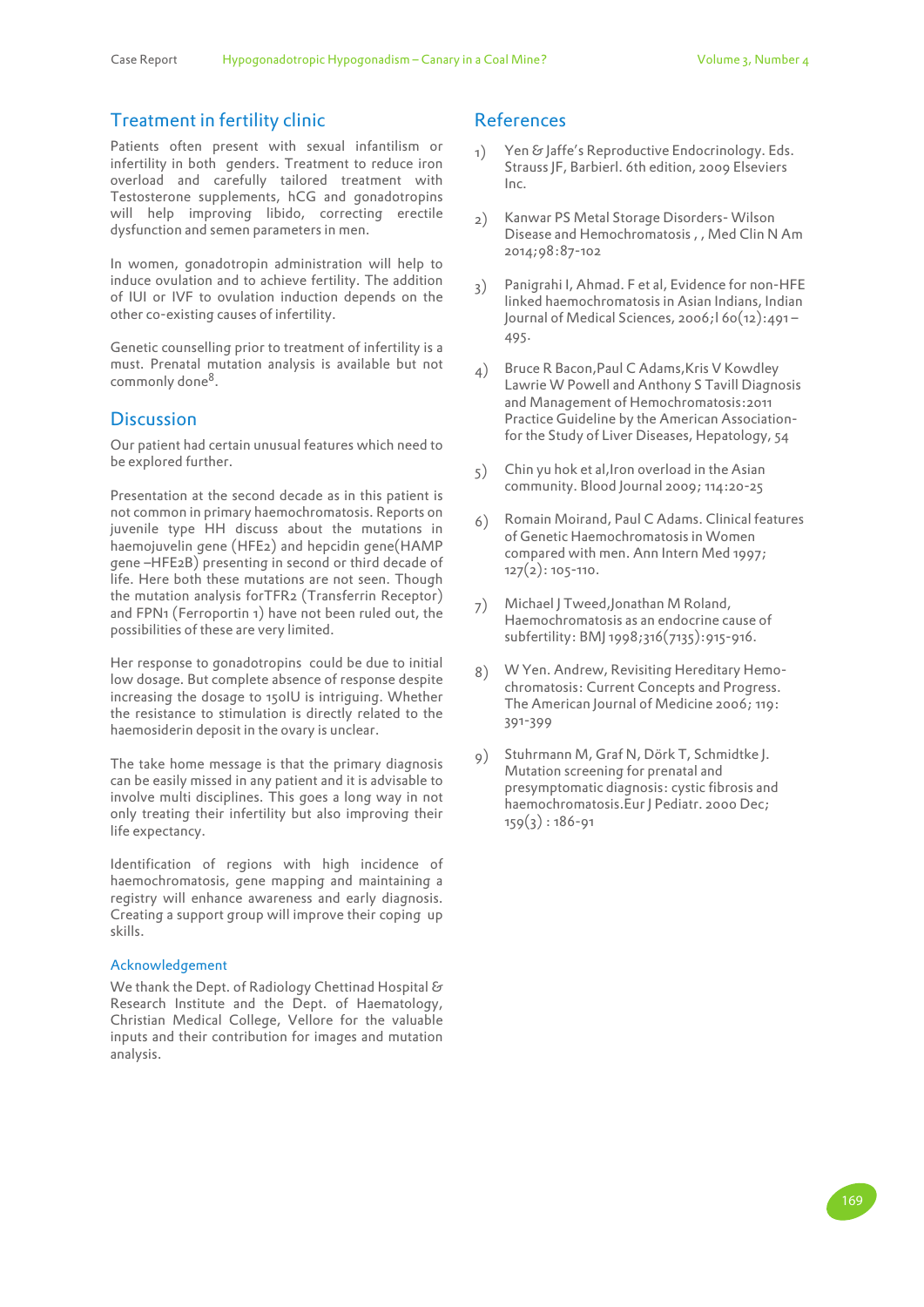## Treatment in fertility clinic

Patients often present with sexual infantilism or infertility in both genders. Treatment to reduce iron overload and carefully tailored treatment with Testosterone supplements, hCG and gonadotropins will help improving libido, correcting erectile dysfunction and semen parameters in men.

In women, gonadotropin administration will help to induce ovulation and to achieve fertility. The addition of IUI or IVF to ovulation induction depends on the other co-existing causes of infertility.

Genetic counselling prior to treatment of infertility is a must. Prenatal mutation analysis is available but not commonly done[8].

## Discussion

Our patient had certain unusual features which need to be explored further.

Presentation at the second decade as in this patient is not common in primary haemochromatosis. Reports on juvenile type HH discuss about the mutations in haemojuvelin gene (HFE2) and hepcidin gene(HAMP gene –HFE2B) presenting in second or third decade of life. Here both these mutations are not seen. Though the mutation analysis forTFR2 (Transferrin Receptor) and FPN1 (Ferroportin 1) have not been ruled out, the possibilities of these are very limited.

Her response to gonadotropins could be due to initial low dosage. But complete absence of response despite increasing the dosage to 150IU is intriguing. Whether the resistance to stimulation is directly related to the haemosiderin deposit in the ovary is unclear.

The take home message is that the primary diagnosis can be easily missed in any patient and it is advisable to involve multi disciplines. This goes a long way in not only treating their infertility but also improving their life expectancy.

Identification of regions with high incidence of haemochromatosis, gene mapping and maintaining a registry will enhance awareness and early diagnosis. Creating a support group will improve their coping up skills.

### Acknowledgement

We thank the Dept. of Radiology Chettinad Hospital & Research Institute and the Dept. of Haematology, Christian Medical College, Vellore for the valuable inputs and their contribution for images and mutation analysis.

## References

1) Yen & Jaffe's Reproductive Endocrinology. Eds. Strauss JF, Barbierl. 6th edition, 2009 Elseviers Inc.

2) Kanwar PS Metal Storage Disorders- Wilson Disease and Hemochromatosis , , Med Clin N Am 2014;98:87-102

3) Panigrahi I, Ahmad. F et al, Evidence for non-HFE linked haemochromatosis in Asian Indians, Indian Journal of Medical Sciences, 2006;l 60(12):491 – 495.

4) Bruce R Bacon,Paul C Adams,Kris V Kowdley Lawrie W Powell and Anthony S Tavill Diagnosis and Management of Hemochromatosis:2011 Practice Guideline by the American Association-for the Study of Liver Diseases, Hepatology, 54

5) Chin yu hok et al,Iron overload in the Asian community. Blood Journal 2009; 114:20-25

6) Romain Moirand, Paul C Adams. Clinical features of Genetic Haemochromatosis in Women compared with men. Ann Intern Med 1997; 127(2): 105-110.

7) Michael J Tweed,Jonathan M Roland, Haemochromatosis as an endocrine cause of subfertility: BMJ 1998;316(7135):915-916.

8) W Yen. Andrew, Revisiting Hereditary Hemo-chromatosis: Current Concepts and Progress. The American Journal of Medicine 2006; 119: 391-399

9) Stuhrmann M, Graf N, Dörk T, Schmidtke J. Mutation screening for prenatal and presymptomatic diagnosis: cystic fibrosis and haemochromatosis.Eur J Pediatr. 2000 Dec; 159(3) : 186-91